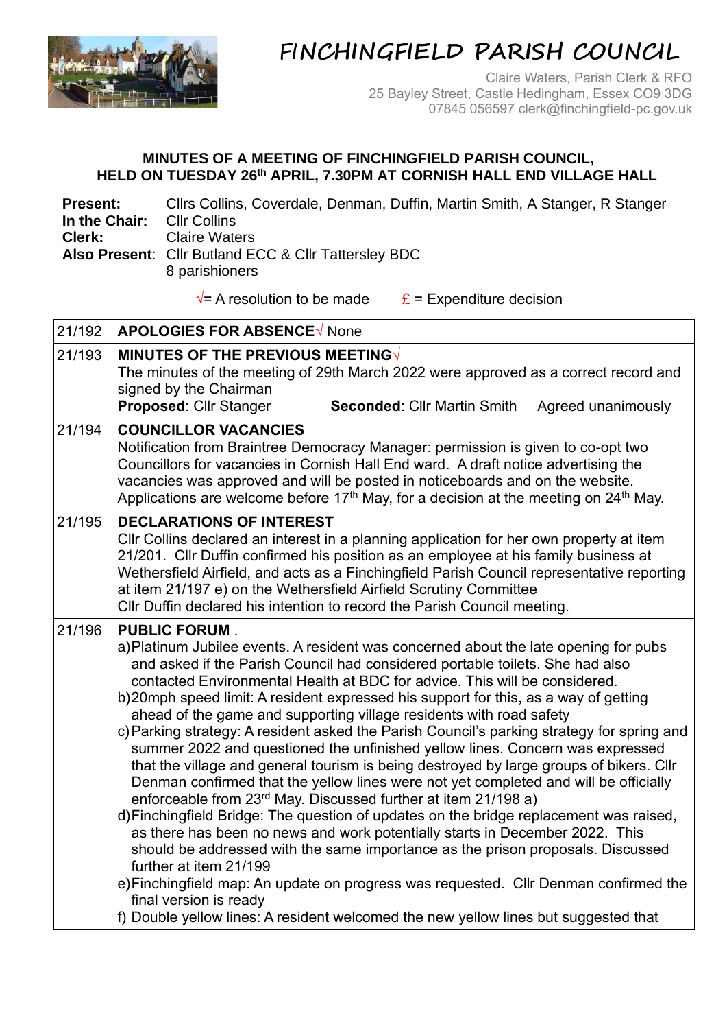# FINCHINGFIELD PARISH COUNCIL

Claire Waters, Parish Clerk & RFO
25 Bayley Street, Castle Hedingham, Essex CO9 3DG
07845 056597 clerk@finchingfield-pc.gov.uk

**MINUTES OF A MEETING OF FINCHINGFIELD PARISH COUNCIL, HELD ON TUESDAY 26th APRIL, 7.30PM AT CORNISH HALL END VILLAGE HALL**

**Present:** Cllrs Collins, Coverdale, Denman, Duffin, Martin Smith, A Stanger, R Stanger
**In the Chair:** Cllr Collins
**Clerk:** Claire Waters
**Also Present:** Cllr Butland ECC & Cllr Tattersley BDC
8 parishioners

√= A resolution to be made £ = Expenditure decision

| | |
|---|---|
| 21/192 | **APOLOGIES FOR ABSENCE**√ None |
| 21/193 | **MINUTES OF THE PREVIOUS MEETING**√<br>The minutes of the meeting of 29th March 2022 were approved as a correct record and signed by the Chairman<br>**Proposed**: Cllr Stanger **Seconded**: Cllr Martin Smith Agreed unanimously |
| 21/194 | **COUNCILLOR VACANCIES**<br>Notification from Braintree Democracy Manager: permission is given to co-opt two Councillors for vacancies in Cornish Hall End ward. A draft notice advertising the vacancies was approved and will be posted in noticeboards and on the website. Applications are welcome before 17th May, for a decision at the meeting on 24th May. |
| 21/195 | **DECLARATIONS OF INTEREST**<br>Cllr Collins declared an interest in a planning application for her own property at item 21/201. Cllr Duffin confirmed his position as an employee at his family business at Wethersfield Airfield, and acts as a Finchingfield Parish Council representative reporting at item 21/197 e) on the Wethersfield Airfield Scrutiny Committee<br>Cllr Duffin declared his intention to record the Parish Council meeting. |
| 21/196 | **PUBLIC FORUM** .<br>a) Platinum Jubilee events. A resident was concerned about the late opening for pubs and asked if the Parish Council had considered portable toilets. She had also contacted Environmental Health at BDC for advice. This will be considered.<br>b) 20mph speed limit: A resident expressed his support for this, as a way of getting ahead of the game and supporting village residents with road safety<br>c) Parking strategy: A resident asked the Parish Council's parking strategy for spring and summer 2022 and questioned the unfinished yellow lines. Concern was expressed that the village and general tourism is being destroyed by large groups of bikers. Cllr Denman confirmed that the yellow lines were not yet completed and will be officially enforceable from 23rd May. Discussed further at item 21/198 a)<br>d) Finchingfield Bridge: The question of updates on the bridge replacement was raised, as there has been no news and work potentially starts in December 2022. This should be addressed with the same importance as the prison proposals. Discussed further at item 21/199<br>e) Finchingfield map: An update on progress was requested. Cllr Denman confirmed the final version is ready<br>f) Double yellow lines: A resident welcomed the new yellow lines but suggested that |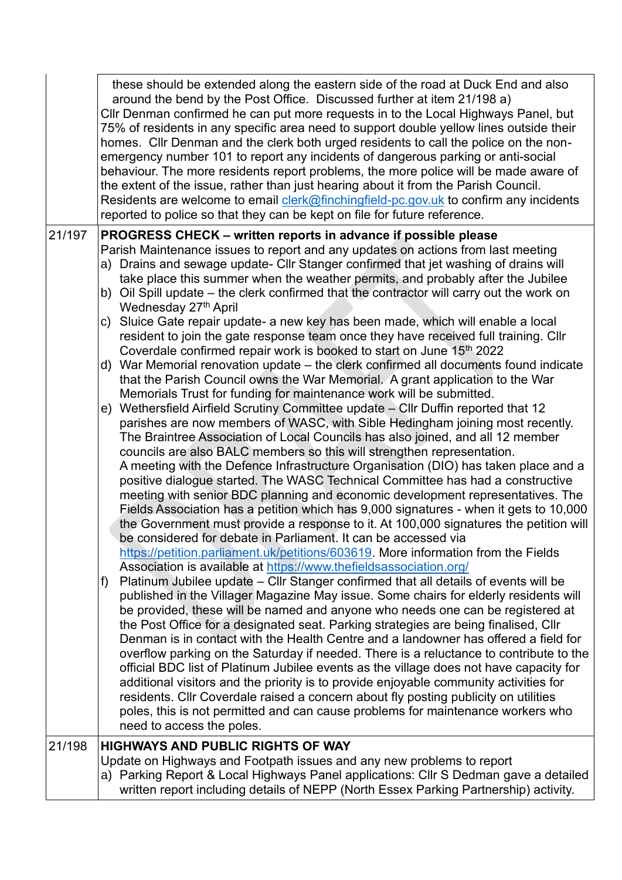| | |
|---|---|
| | these should be extended along the eastern side of the road at Duck End and also around the bend by the Post Office. Discussed further at item 21/198 a)<br>Cllr Denman confirmed he can put more requests in to the Local Highways Panel, but 75% of residents in any specific area need to support double yellow lines outside their homes. Cllr Denman and the clerk both urged residents to call the police on the non-emergency number 101 to report any incidents of dangerous parking or anti-social behaviour. The more residents report problems, the more police will be made aware of the extent of the issue, rather than just hearing about it from the Parish Council.<br>Residents are welcome to email clerk@finchingfield-pc.gov.uk to confirm any incidents reported to police so that they can be kept on file for future reference. |
| 21/197 | **PROGRESS CHECK – written reports in advance if possible please**<br>Parish Maintenance issues to report and any updates on actions from last meeting<br>a) Drains and sewage update- Cllr Stanger confirmed that jet washing of drains will take place this summer when the weather permits, and probably after the Jubilee<br>b) Oil Spill update – the clerk confirmed that the contractor will carry out the work on Wednesday 27th April<br>c) Sluice Gate repair update- a new key has been made, which will enable a local resident to join the gate response team once they have received full training. Cllr Coverdale confirmed repair work is booked to start on June 15th 2022<br>d) War Memorial renovation update – the clerk confirmed all documents found indicate that the Parish Council owns the War Memorial. A grant application to the War Memorials Trust for funding for maintenance work will be submitted.<br>e) Wethersfield Airfield Scrutiny Committee update – Cllr Duffin reported that 12 parishes are now members of WASC, with Sible Hedingham joining most recently. The Braintree Association of Local Councils has also joined, and all 12 member councils are also BALC members so this will strengthen representation.<br>A meeting with the Defence Infrastructure Organisation (DIO) has taken place and a positive dialogue started. The WASC Technical Committee has had a constructive meeting with senior BDC planning and economic development representatives. The Fields Association has a petition which has 9,000 signatures - when it gets to 10,000 the Government must provide a response to it. At 100,000 signatures the petition will be considered for debate in Parliament. It can be accessed via https://petition.parliament.uk/petitions/603619. More information from the Fields Association is available at https://www.thefieldsassociation.org/<br>f) Platinum Jubilee update – Cllr Stanger confirmed that all details of events will be published in the Villager Magazine May issue. Some chairs for elderly residents will be provided, these will be named and anyone who needs one can be registered at the Post Office for a designated seat. Parking strategies are being finalised, Cllr Denman is in contact with the Health Centre and a landowner has offered a field for overflow parking on the Saturday if needed. There is a reluctance to contribute to the official BDC list of Platinum Jubilee events as the village does not have capacity for additional visitors and the priority is to provide enjoyable community activities for residents. Cllr Coverdale raised a concern about fly posting publicity on utilities poles, this is not permitted and can cause problems for maintenance workers who need to access the poles. |
| 21/198 | **HIGHWAYS AND PUBLIC RIGHTS OF WAY**<br>Update on Highways and Footpath issues and any new problems to report<br>a) Parking Report & Local Highways Panel applications: Cllr S Dedman gave a detailed written report including details of NEPP (North Essex Parking Partnership) activity. |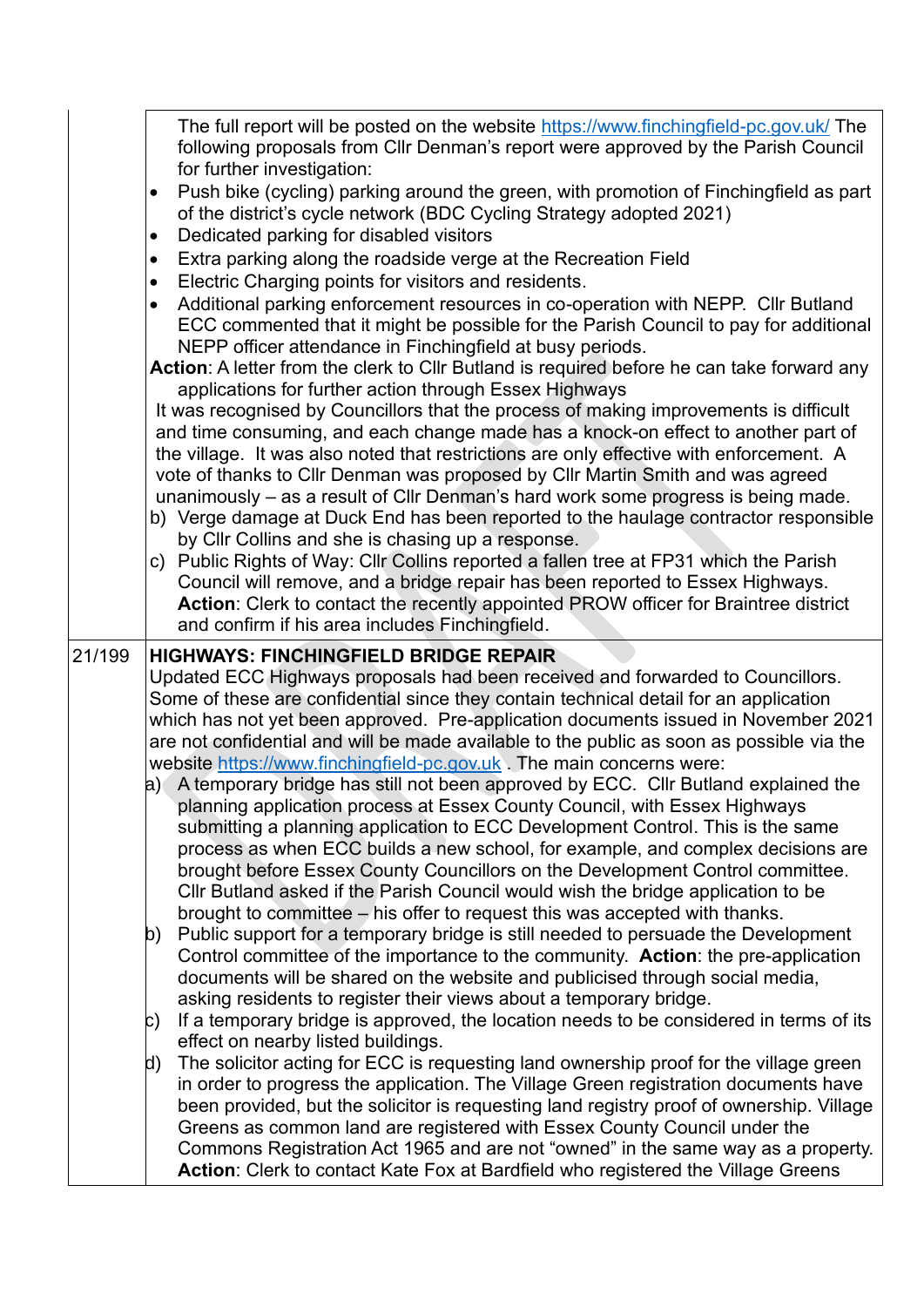| | |
|---|---|
| | The full report will be posted on the website https://www.finchingfield-pc.gov.uk/ The following proposals from Cllr Denman's report were approved by the Parish Council for further investigation:<br>• Push bike (cycling) parking around the green, with promotion of Finchingfield as part of the district's cycle network (BDC Cycling Strategy adopted 2021)<br>• Dedicated parking for disabled visitors<br>• Extra parking along the roadside verge at the Recreation Field<br>• Electric Charging points for visitors and residents.<br>• Additional parking enforcement resources in co-operation with NEPP. Cllr Butland ECC commented that it might be possible for the Parish Council to pay for additional NEPP officer attendance in Finchingfield at busy periods.<br>**Action**: A letter from the clerk to Cllr Butland is required before he can take forward any applications for further action through Essex Highways<br>It was recognised by Councillors that the process of making improvements is difficult and time consuming, and each change made has a knock-on effect to another part of the village. It was also noted that restrictions are only effective with enforcement. A vote of thanks to Cllr Denman was proposed by Cllr Martin Smith and was agreed unanimously – as a result of Cllr Denman's hard work some progress is being made.<br>b) Verge damage at Duck End has been reported to the haulage contractor responsible by Cllr Collins and she is chasing up a response.<br>c) Public Rights of Way: Cllr Collins reported a fallen tree at FP31 which the Parish Council will remove, and a bridge repair has been reported to Essex Highways. **Action**: Clerk to contact the recently appointed PROW officer for Braintree district and confirm if his area includes Finchingfield. |
| 21/199 | **HIGHWAYS: FINCHINGFIELD BRIDGE REPAIR**<br>Updated ECC Highways proposals had been received and forwarded to Councillors. Some of these are confidential since they contain technical detail for an application which has not yet been approved. Pre-application documents issued in November 2021 are not confidential and will be made available to the public as soon as possible via the website https://www.finchingfield-pc.gov.uk . The main concerns were:<br>a) A temporary bridge has still not been approved by ECC. Cllr Butland explained the planning application process at Essex County Council, with Essex Highways submitting a planning application to ECC Development Control. This is the same process as when ECC builds a new school, for example, and complex decisions are brought before Essex County Councillors on the Development Control committee. Cllr Butland asked if the Parish Council would wish the bridge application to be brought to committee – his offer to request this was accepted with thanks.<br>b) Public support for a temporary bridge is still needed to persuade the Development Control committee of the importance to the community. **Action**: the pre-application documents will be shared on the website and publicised through social media, asking residents to register their views about a temporary bridge.<br>c) If a temporary bridge is approved, the location needs to be considered in terms of its effect on nearby listed buildings.<br>d) The solicitor acting for ECC is requesting land ownership proof for the village green in order to progress the application. The Village Green registration documents have been provided, but the solicitor is requesting land registry proof of ownership. Village Greens as common land are registered with Essex County Council under the Commons Registration Act 1965 and are not "owned" in the same way as a property. **Action**: Clerk to contact Kate Fox at Bardfield who registered the Village Greens |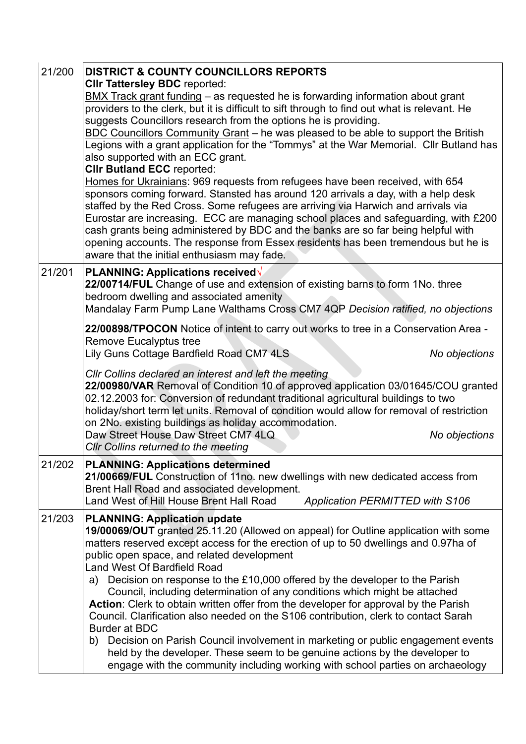| | |
|---|---|
| 21/200 | **DISTRICT & COUNTY COUNCILLORS REPORTS**<br>**Cllr Tattersley BDC** reported:<br>BMX Track grant funding – as requested he is forwarding information about grant providers to the clerk, but it is difficult to sift through to find out what is relevant. He suggests Councillors research from the options he is providing.<br>BDC Councillors Community Grant – he was pleased to be able to support the British Legions with a grant application for the "Tommys" at the War Memorial. Cllr Butland has also supported with an ECC grant.<br>**Cllr Butland ECC** reported:<br>Homes for Ukrainians: 969 requests from refugees have been received, with 654 sponsors coming forward. Stansted has around 120 arrivals a day, with a help desk staffed by the Red Cross. Some refugees are arriving via Harwich and arrivals via Eurostar are increasing. ECC are managing school places and safeguarding, with £200 cash grants being administered by BDC and the banks are so far being helpful with opening accounts. The response from Essex residents has been tremendous but he is aware that the initial enthusiasm may fade. |
| 21/201 | **PLANNING: Applications received**√<br>**22/00714/FUL** Change of use and extension of existing barns to form 1No. three bedroom dwelling and associated amenity<br>Mandalay Farm Pump Lane Walthams Cross CM7 4QP *Decision ratified, no objections*<br><br>**22/00898/TPOCON** Notice of intent to carry out works to tree in a Conservation Area - Remove Eucalyptus tree<br>Lily Guns Cottage Bardfield Road CM7 4LS *No objections*<br><br>*Cllr Collins declared an interest and left the meeting*<br>**22/00980/VAR** Removal of Condition 10 of approved application 03/01645/COU granted 02.12.2003 for: Conversion of redundant traditional agricultural buildings to two holiday/short term let units. Removal of condition would allow for removal of restriction on 2No. existing buildings as holiday accommodation.<br>Daw Street House Daw Street CM7 4LQ *No objections*<br>*Cllr Collins returned to the meeting* |
| 21/202 | **PLANNING: Applications determined**<br>**21/00669/FUL** Construction of 11no. new dwellings with new dedicated access from Brent Hall Road and associated development.<br>Land West of Hill House Brent Hall Road *Application PERMITTED with S106* |
| 21/203 | **PLANNING: Application update**<br>**19/00069/OUT** granted 25.11.20 (Allowed on appeal) for Outline application with some matters reserved except access for the erection of up to 50 dwellings and 0.97ha of public open space, and related development<br>Land West Of Bardfield Road<br>a) Decision on response to the £10,000 offered by the developer to the Parish Council, including determination of any conditions which might be attached<br>**Action**: Clerk to obtain written offer from the developer for approval by the Parish Council. Clarification also needed on the S106 contribution, clerk to contact Sarah Burder at BDC<br>b) Decision on Parish Council involvement in marketing or public engagement events held by the developer. These seem to be genuine actions by the developer to engage with the community including working with school parties on archaeology |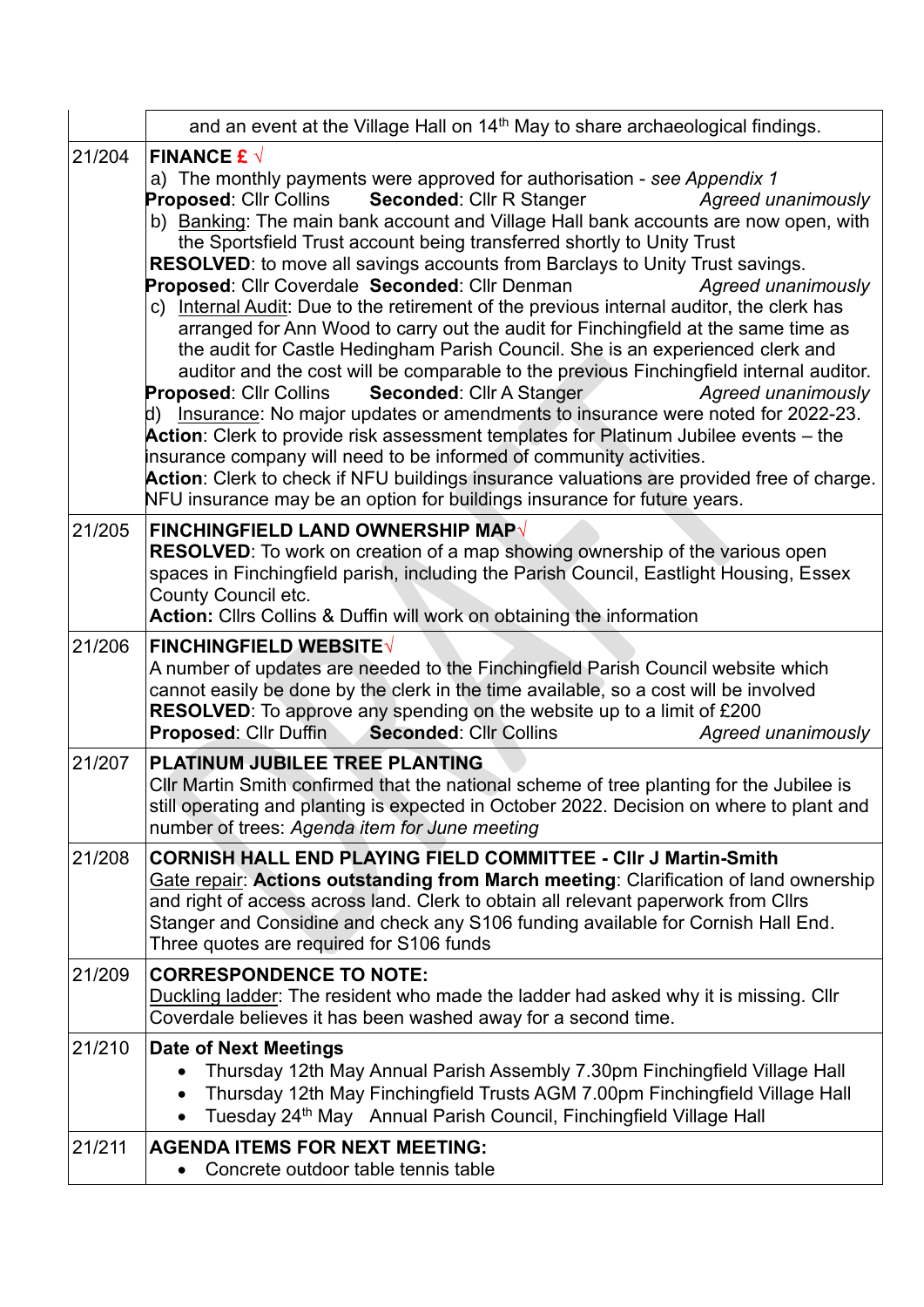| | |
|---|---|
| | and an event at the Village Hall on 14th May to share archaeological findings. |
| 21/204 | **FINANCE £** √<br>a) The monthly payments were approved for authorisation - *see Appendix 1*<br>**Proposed**: Cllr Collins **Seconded**: Cllr R Stanger *Agreed unanimously*<br>b) Banking: The main bank account and Village Hall bank accounts are now open, with the Sportsfield Trust account being transferred shortly to Unity Trust<br>**RESOLVED**: to move all savings accounts from Barclays to Unity Trust savings.<br>**Proposed**: Cllr Coverdale **Seconded**: Cllr Denman *Agreed unanimously*<br>c) Internal Audit: Due to the retirement of the previous internal auditor, the clerk has arranged for Ann Wood to carry out the audit for Finchingfield at the same time as the audit for Castle Hedingham Parish Council. She is an experienced clerk and auditor and the cost will be comparable to the previous Finchingfield internal auditor.<br>**Proposed**: Cllr Collins **Seconded**: Cllr A Stanger *Agreed unanimously*<br>d) Insurance: No major updates or amendments to insurance were noted for 2022-23.<br>**Action**: Clerk to provide risk assessment templates for Platinum Jubilee events – the insurance company will need to be informed of community activities.<br>**Action**: Clerk to check if NFU buildings insurance valuations are provided free of charge. NFU insurance may be an option for buildings insurance for future years. |
| 21/205 | **FINCHINGFIELD LAND OWNERSHIP MAP**√<br>**RESOLVED**: To work on creation of a map showing ownership of the various open spaces in Finchingfield parish, including the Parish Council, Eastlight Housing, Essex County Council etc.<br>**Action:** Cllrs Collins & Duffin will work on obtaining the information |
| 21/206 | **FINCHINGFIELD WEBSITE**√<br>A number of updates are needed to the Finchingfield Parish Council website which cannot easily be done by the clerk in the time available, so a cost will be involved<br>**RESOLVED**: To approve any spending on the website up to a limit of £200<br>**Proposed**: Cllr Duffin **Seconded**: Cllr Collins *Agreed unanimously* |
| 21/207 | **PLATINUM JUBILEE TREE PLANTING**<br>Cllr Martin Smith confirmed that the national scheme of tree planting for the Jubilee is still operating and planting is expected in October 2022. Decision on where to plant and number of trees: *Agenda item for June meeting* |
| 21/208 | **CORNISH HALL END PLAYING FIELD COMMITTEE - Cllr J Martin-Smith**<br>Gate repair: **Actions outstanding from March meeting**: Clarification of land ownership and right of access across land. Clerk to obtain all relevant paperwork from Cllrs Stanger and Considine and check any S106 funding available for Cornish Hall End. Three quotes are required for S106 funds |
| 21/209 | **CORRESPONDENCE TO NOTE:**<br>Duckling ladder: The resident who made the ladder had asked why it is missing. Cllr Coverdale believes it has been washed away for a second time. |
| 21/210 | **Date of Next Meetings**<br>• Thursday 12th May Annual Parish Assembly 7.30pm Finchingfield Village Hall<br>• Thursday 12th May Finchingfield Trusts AGM 7.00pm Finchingfield Village Hall<br>• Tuesday 24th May Annual Parish Council, Finchingfield Village Hall |
| 21/211 | **AGENDA ITEMS FOR NEXT MEETING:**<br>• Concrete outdoor table tennis table |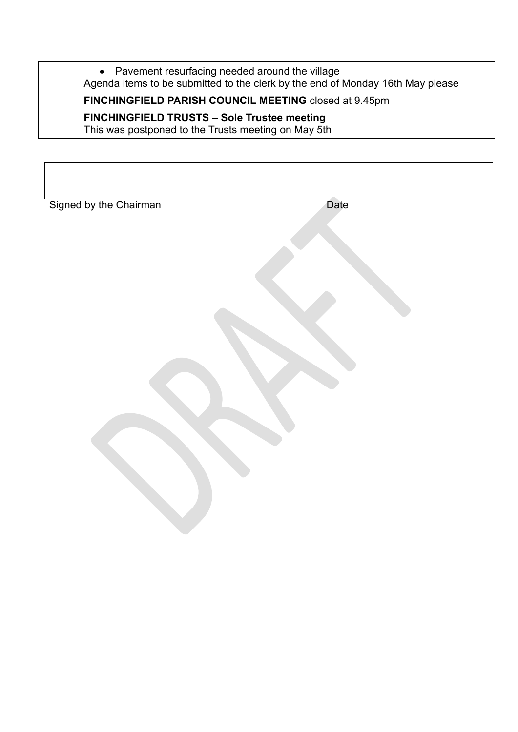| | |
|---|---|
| | • Pavement resurfacing needed around the village<br>Agenda items to be submitted to the clerk by the end of Monday 16th May please |
| | **FINCHINGFIELD PARISH COUNCIL MEETING** closed at 9.45pm |
| | **FINCHINGFIELD TRUSTS – Sole Trustee meeting**<br>This was postponed to the Trusts meeting on May 5th |

| | |
|---|---|
| | |

Signed by the Chairman Date

DRAFT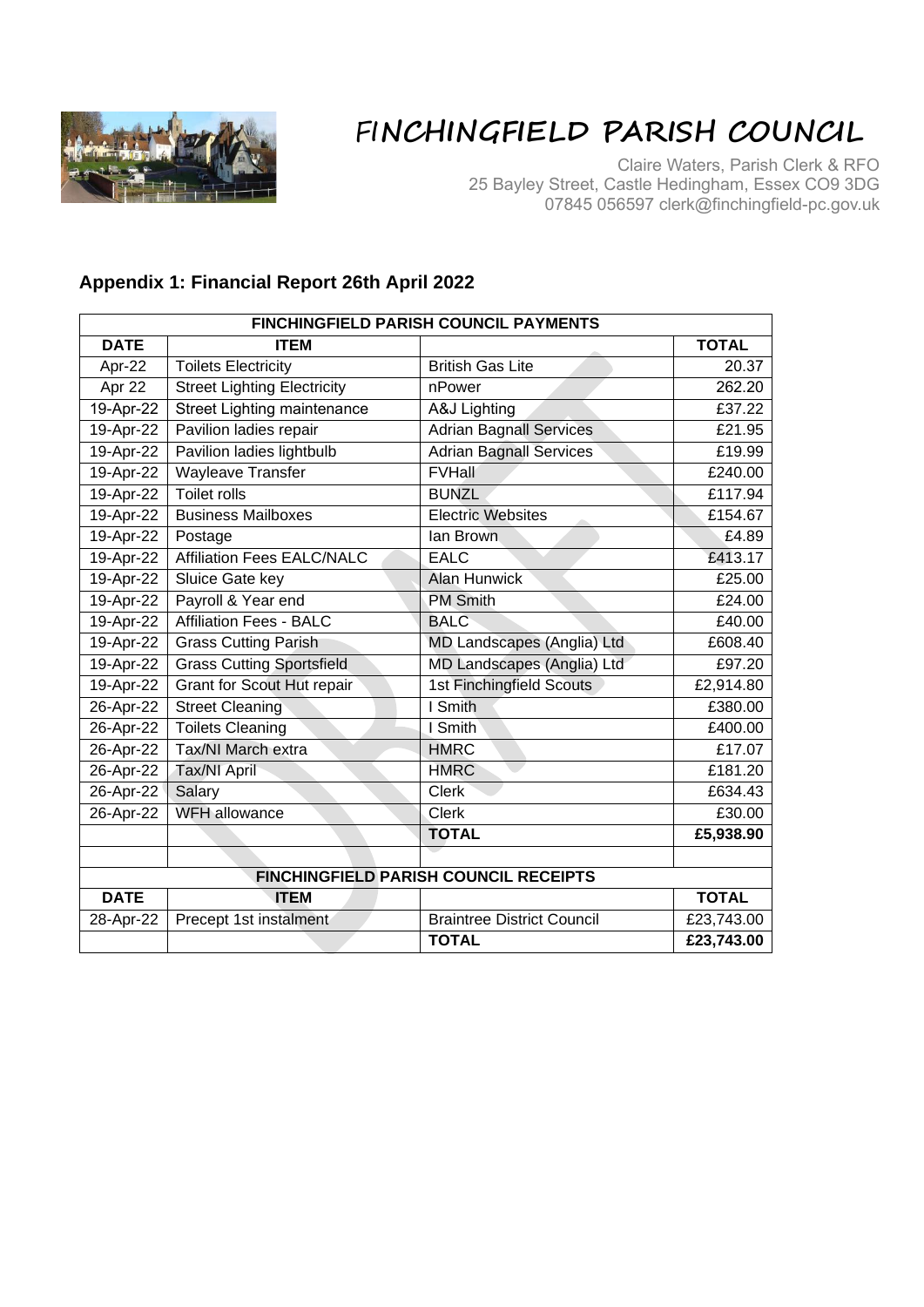# FINCHINGFIELD PARISH COUNCIL

Claire Waters, Parish Clerk & RFO
25 Bayley Street, Castle Hedingham, Essex CO9 3DG
07845 056597 clerk@finchingfield-pc.gov.uk

## Appendix 1: Financial Report 26th April 2022

| FINCHINGFIELD PARISH COUNCIL PAYMENTS | | | |
|---|---|---|---|
| **DATE** | **ITEM** | | **TOTAL** |
| Apr-22 | Toilets Electricity | British Gas Lite | 20.37 |
| Apr 22 | Street Lighting Electricity | nPower | 262.20 |
| 19-Apr-22 | Street Lighting maintenance | A&J Lighting | £37.22 |
| 19-Apr-22 | Pavilion ladies repair | Adrian Bagnall Services | £21.95 |
| 19-Apr-22 | Pavilion ladies lightbulb | Adrian Bagnall Services | £19.99 |
| 19-Apr-22 | Wayleave Transfer | FVHall | £240.00 |
| 19-Apr-22 | Toilet rolls | BUNZL | £117.94 |
| 19-Apr-22 | Business Mailboxes | Electric Websites | £154.67 |
| 19-Apr-22 | Postage | Ian Brown | £4.89 |
| 19-Apr-22 | Affiliation Fees EALC/NALC | EALC | £413.17 |
| 19-Apr-22 | Sluice Gate key | Alan Hunwick | £25.00 |
| 19-Apr-22 | Payroll & Year end | PM Smith | £24.00 |
| 19-Apr-22 | Affiliation Fees - BALC | BALC | £40.00 |
| 19-Apr-22 | Grass Cutting Parish | MD Landscapes (Anglia) Ltd | £608.40 |
| 19-Apr-22 | Grass Cutting Sportsfield | MD Landscapes (Anglia) Ltd | £97.20 |
| 19-Apr-22 | Grant for Scout Hut repair | 1st Finchingfield Scouts | £2,914.80 |
| 26-Apr-22 | Street Cleaning | I Smith | £380.00 |
| 26-Apr-22 | Toilets Cleaning | I Smith | £400.00 |
| 26-Apr-22 | Tax/NI March extra | HMRC | £17.07 |
| 26-Apr-22 | Tax/NI April | HMRC | £181.20 |
| 26-Apr-22 | Salary | Clerk | £634.43 |
| 26-Apr-22 | WFH allowance | Clerk | £30.00 |
| | | **TOTAL** | **£5,938.90** |
| | | | |
| **FINCHINGFIELD PARISH COUNCIL RECEIPTS** | | | |
| **DATE** | **ITEM** | | **TOTAL** |
| 28-Apr-22 | Precept 1st instalment | Braintree District Council | £23,743.00 |
| | | **TOTAL** | **£23,743.00** |